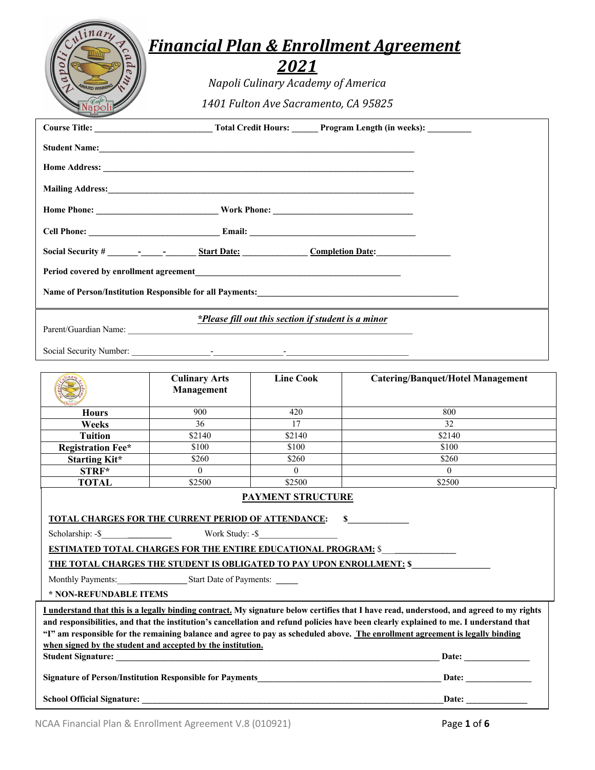# *Financial Plan & Enrollment Agreement*

## *2021*

*Napoli Culinary Academy of America*

*1401 Fulton Ave Sacramento, CA 95825*

**Course Title:** ______________________ **Total Credit Hours:** ______ **Program Length (in weeks):** _________

**Student Name:** ____________________________________________________________

**Home Address:** ____________________________________________________________

**Mailing Address:** ____________________________________________________________

**Home Phone:** ______________________ **Work Phone:** ___________________________

**Cell Phone:** ________________________ **Email:** ______________________________

**Social Security #** _______-_____-_______ **Start Date:** ______________ **Completion Date:** ________________

**Period covered by enrollment agreement** ______________________________________________

**Name of Person/Institution Responsible for all Payments:** ______________________________________________

***Please fill out this section if student is a minor***

Parent/Guardian Name: ____________________________________________________________

Social Security Number: __________________-_______________-___________________________

| | Culinary Arts Management | Line Cook | Catering/Banquet/Hotel Management |
|---|---|---|---|
| **Hours** | 900 | 420 | 800 |
| **Weeks** | 36 | 17 | 32 |
| **Tuition** | $2140 | $2140 | $2140 |
| **Registration Fee*** | $100 | $100 | $100 |
| **Starting Kit*** | $260 | $260 | $260 |
| **STRF*** | 0 | 0 | 0 |
| **TOTAL** | $2500 | $2500 | $2500 |

**PAYMENT STRUCTURE**

**TOTAL CHARGES FOR THE CURRENT PERIOD OF ATTENDANCE:** $____________

Scholarship: -$________________ Work Study: -$_________________

**ESTIMATED TOTAL CHARGES FOR THE ENTIRE EDUCATIONAL PROGRAM:** $_______________

**THE TOTAL CHARGES THE STUDENT IS OBLIGATED TO PAY UPON ENROLLMENT:** $________________

Monthly Payments:_______________ Start Date of Payments: _____

**\* NON-REFUNDABLE ITEMS**

**I understand that this is a legally binding contract. My signature below certifies that I have read, understood, and agreed to my rights and responsibilities, and that the institution's cancellation and refund policies have been clearly explained to me. I understand that "I" am responsible for the remaining balance and agree to pay as scheduled above. The enrollment agreement is legally binding when signed by the student and accepted by the institution.**

**Student Signature:** ____________________________________________________________ **Date:** ______________

**Signature of Person/Institution Responsible for Payments** ________________________________________ **Date:** ______________

**School Official Signature:** ______________________________________________________ **Date:** ______________

NCAA Financial Plan & Enrollment Agreement V.8 (010921)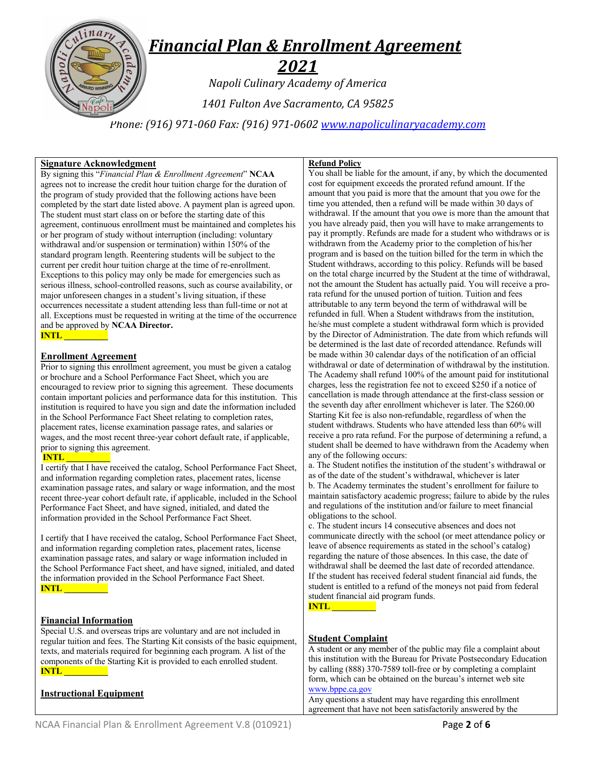# *Financial Plan & Enrollment Agreement*

## *2021*

*Napoli Culinary Academy of America*

*1401 Fulton Ave Sacramento, CA 95825*

*Phone: (916) 971-060 Fax: (916) 971-0602 www.napoliculinaryacademy.com*

**Signature Acknowledgment**

By signing this "*Financial Plan & Enrollment Agreement*" **NCAA** agrees not to increase the credit hour tuition charge for the duration of the program of study provided that the following actions have been completed by the start date listed above. A payment plan is agreed upon. The student must start class on or before the starting date of this agreement, continuous enrollment must be maintained and completes his or her program of study without interruption (including: voluntary withdrawal and/or suspension or termination) within 150% of the standard program length. Reentering students will be subject to the current per credit hour tuition charge at the time of re-enrollment. Exceptions to this policy may only be made for emergencies such as serious illness, school-controlled reasons, such as course availability, or major unforeseen changes in a student's living situation, if these occurrences necessitate a student attending less than full-time or not at all. Exceptions must be requested in writing at the time of the occurrence and be approved by **NCAA Director.**

**INTL __________**

**Enrollment Agreement**

Prior to signing this enrollment agreement, you must be given a catalog or brochure and a School Performance Fact Sheet, which you are encouraged to review prior to signing this agreement. These documents contain important policies and performance data for this institution. This institution is required to have you sign and date the information included in the School Performance Fact Sheet relating to completion rates, placement rates, license examination passage rates, and salaries or wages, and the most recent three-year cohort default rate, if applicable, prior to signing this agreement.

**INTL __________**

I certify that I have received the catalog, School Performance Fact Sheet, and information regarding completion rates, placement rates, license examination passage rates, and salary or wage information, and the most recent three-year cohort default rate, if applicable, included in the School Performance Fact Sheet, and have signed, initialed, and dated the information provided in the School Performance Fact Sheet.

I certify that I have received the catalog, School Performance Fact Sheet, and information regarding completion rates, placement rates, license examination passage rates, and salary or wage information included in the School Performance Fact sheet, and have signed, initialed, and dated the information provided in the School Performance Fact Sheet.

**INTL __________**

**Financial Information**

Special U.S. and overseas trips are voluntary and are not included in regular tuition and fees. The Starting Kit consists of the basic equipment, texts, and materials required for beginning each program. A list of the components of the Starting Kit is provided to each enrolled student.

**INTL __________**

**Instructional Equipment**

**Refund Policy**

You shall be liable for the amount, if any, by which the documented cost for equipment exceeds the prorated refund amount. If the amount that you paid is more that the amount that you owe for the time you attended, then a refund will be made within 30 days of withdrawal. If the amount that you owe is more than the amount that you have already paid, then you will have to make arrangements to pay it promptly. Refunds are made for a student who withdraws or is withdrawn from the Academy prior to the completion of his/her program and is based on the tuition billed for the term in which the Student withdraws, according to this policy. Refunds will be based on the total charge incurred by the Student at the time of withdrawal, not the amount the Student has actually paid. You will receive a pro-rata refund for the unused portion of tuition. Tuition and fees attributable to any term beyond the term of withdrawal will be refunded in full. When a Student withdraws from the institution, he/she must complete a student withdrawal form which is provided by the Director of Administration. The date from which refunds will be determined is the last date of recorded attendance. Refunds will be made within 30 calendar days of the notification of an official withdrawal or date of determination of withdrawal by the institution. The Academy shall refund 100% of the amount paid for institutional charges, less the registration fee not to exceed $250 if a notice of cancellation is made through attendance at the first-class session or the seventh day after enrollment whichever is later. The $260.00 Starting Kit fee is also non-refundable, regardless of when the student withdraws. Students who have attended less than 60% will receive a pro rata refund. For the purpose of determining a refund, a student shall be deemed to have withdrawn from the Academy when any of the following occurs:

a. The Student notifies the institution of the student's withdrawal or as of the date of the student's withdrawal, whichever is later

b. The Academy terminates the student's enrollment for failure to maintain satisfactory academic progress; failure to abide by the rules and regulations of the institution and/or failure to meet financial obligations to the school.

c. The student incurs 14 consecutive absences and does not communicate directly with the school (or meet attendance policy or leave of absence requirements as stated in the school's catalog) regarding the nature of those absences. In this case, the date of withdrawal shall be deemed the last date of recorded attendance.

If the student has received federal student financial aid funds, the student is entitled to a refund of the moneys not paid from federal student financial aid program funds.

**INTL __________**

**Student Complaint**

A student or any member of the public may file a complaint about this institution with the Bureau for Private Postsecondary Education by calling (888) 370-7589 toll-free or by completing a complaint form, which can be obtained on the bureau's internet web site www.bppe.ca.gov

Any questions a student may have regarding this enrollment agreement that have not been satisfactorily answered by the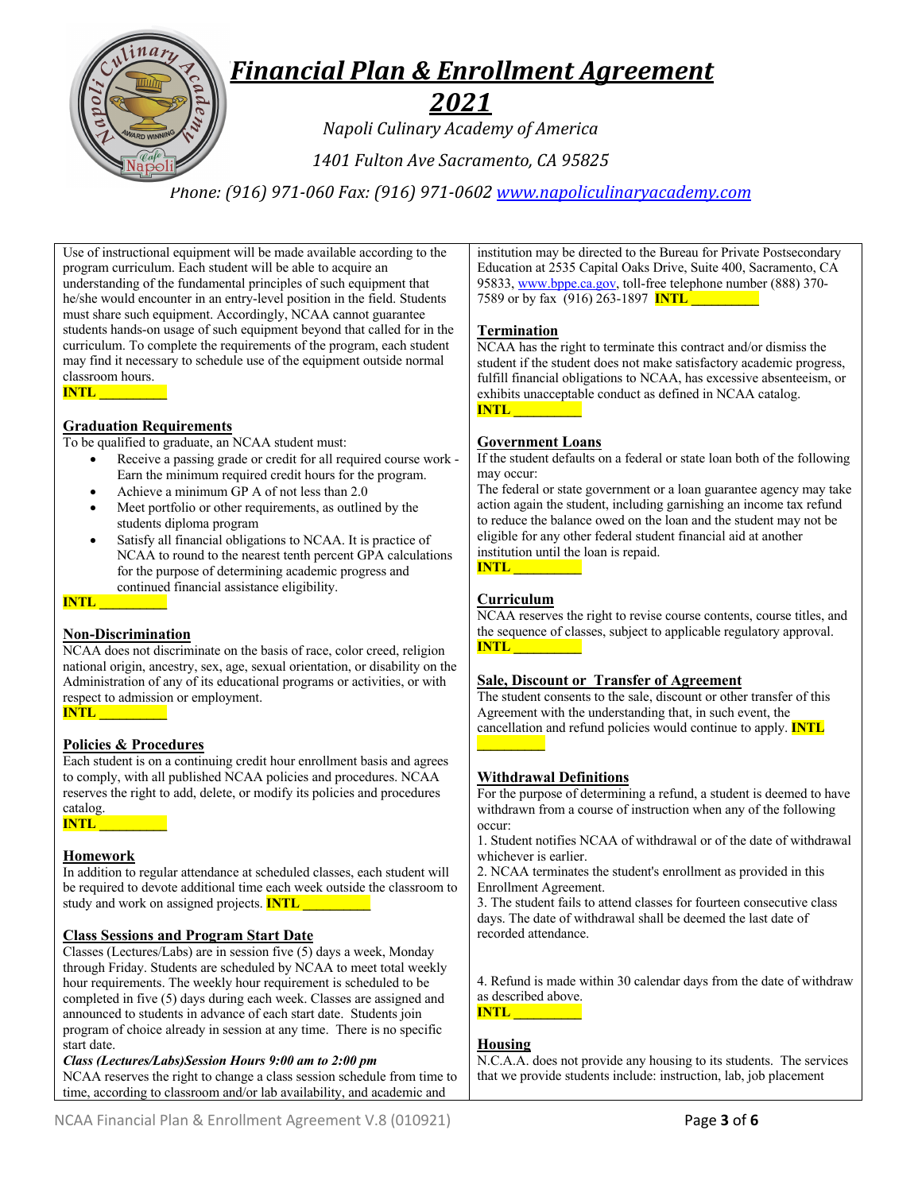# *Financial Plan & Enrollment Agreement*

# *2021*

*Napoli Culinary Academy of America*

*1401 Fulton Ave Sacramento, CA 95825*

*Phone: (916) 971-060 Fax: (916) 971-0602 [www.napoliculinaryacademy.com](www.napoliculinaryacademy.com)*

Use of instructional equipment will be made available according to the program curriculum. Each student will be able to acquire an understanding of the fundamental principles of such equipment that he/she would encounter in an entry-level position in the field. Students must share such equipment. Accordingly, NCAA cannot guarantee students hands-on usage of such equipment beyond that called for in the curriculum. To complete the requirements of the program, each student may find it necessary to schedule use of the equipment outside normal classroom hours.
**INTL ________**

## Graduation Requirements

To be qualified to graduate, an NCAA student must:

- Receive a passing grade or credit for all required course work - Earn the minimum required credit hours for the program.
- Achieve a minimum GP A of not less than 2.0
- Meet portfolio or other requirements, as outlined by the students diploma program
- Satisfy all financial obligations to NCAA. It is practice of NCAA to round to the nearest tenth percent GPA calculations for the purpose of determining academic progress and continued financial assistance eligibility.

**INTL ________**

## Non-Discrimination

NCAA does not discriminate on the basis of race, color creed, religion national origin, ancestry, sex, age, sexual orientation, or disability on the Administration of any of its educational programs or activities, or with respect to admission or employment.
**INTL ________**

## Policies & Procedures

Each student is on a continuing credit hour enrollment basis and agrees to comply, with all published NCAA policies and procedures. NCAA reserves the right to add, delete, or modify its policies and procedures catalog.
**INTL ________**

## Homework

In addition to regular attendance at scheduled classes, each student will be required to devote additional time each week outside the classroom to study and work on assigned projects. **INTL ________**

## Class Sessions and Program Start Date

Classes (Lectures/Labs) are in session five (5) days a week, Monday through Friday. Students are scheduled by NCAA to meet total weekly hour requirements. The weekly hour requirement is scheduled to be completed in five (5) days during each week. Classes are assigned and announced to students in advance of each start date. Students join program of choice already in session at any time. There is no specific start date.

***Class (Lectures/Labs)Session Hours 9:00 am to 2:00 pm***

NCAA reserves the right to change a class session schedule from time to time, according to classroom and/or lab availability, and academic and

institution may be directed to the Bureau for Private Postsecondary Education at 2535 Capital Oaks Drive, Suite 400, Sacramento, CA 95833, [www.bppe.ca.gov](www.bppe.ca.gov), toll-free telephone number (888) 370-7589 or by fax (916) 263-1897 **INTL ________**

## Termination

NCAA has the right to terminate this contract and/or dismiss the student if the student does not make satisfactory academic progress, fulfill financial obligations to NCAA, has excessive absenteeism, or exhibits unacceptable conduct as defined in NCAA catalog.
**INTL ________**

## Government Loans

If the student defaults on a federal or state loan both of the following may occur:
The federal or state government or a loan guarantee agency may take action again the student, including garnishing an income tax refund to reduce the balance owed on the loan and the student may not be eligible for any other federal student financial aid at another institution until the loan is repaid.
**INTL ________**

## Curriculum

NCAA reserves the right to revise course contents, course titles, and the sequence of classes, subject to applicable regulatory approval.
**INTL ________**

## Sale, Discount or Transfer of Agreement

The student consents to the sale, discount or other transfer of this Agreement with the understanding that, in such event, the cancellation and refund policies would continue to apply. **INTL ________**

## Withdrawal Definitions

For the purpose of determining a refund, a student is deemed to have withdrawn from a course of instruction when any of the following occur:

1. Student notifies NCAA of withdrawal or of the date of withdrawal whichever is earlier.
2. NCAA terminates the student's enrollment as provided in this Enrollment Agreement.
3. The student fails to attend classes for fourteen consecutive class days. The date of withdrawal shall be deemed the last date of recorded attendance.

4. Refund is made within 30 calendar days from the date of withdraw as described above.
**INTL ________**

## Housing

N.C.A.A. does not provide any housing to its students. The services that we provide students include: instruction, lab, job placement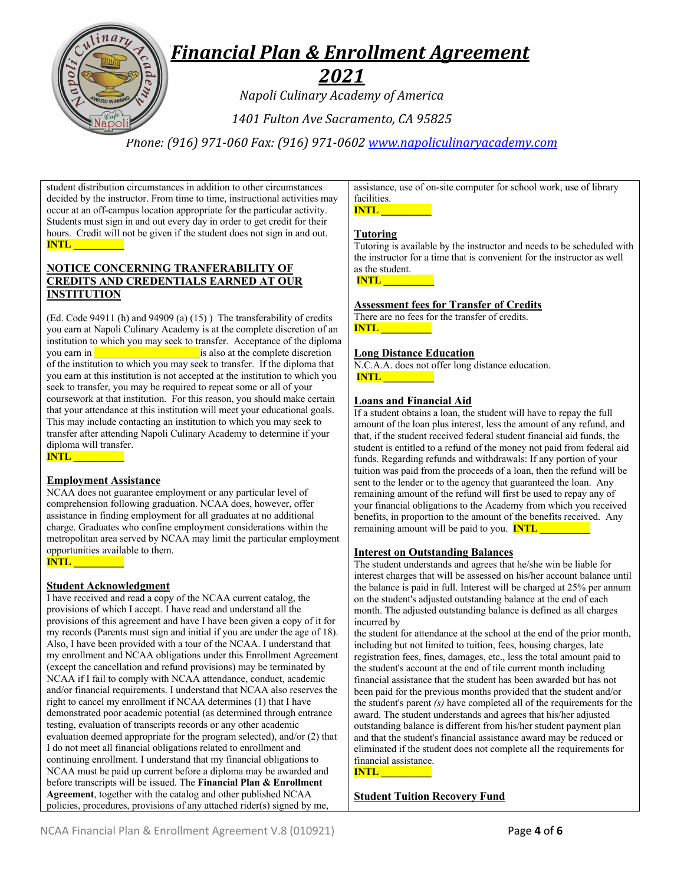# *Financial Plan & Enrollment Agreement*

## *2021*

*Napoli Culinary Academy of America*

*1401 Fulton Ave Sacramento, CA 95825*

*Phone: (916) 971-060 Fax: (916) 971-0602 [www.napoliculinaryacademy.com](www.napoliculinaryacademy.com)*

student distribution circumstances in addition to other circumstances decided by the instructor. From time to time, instructional activities may occur at an off-campus location appropriate for the particular activity. Students must sign in and out every day in order to get credit for their hours. Credit will not be given if the student does not sign in and out.
**INTL _________**

### NOTICE CONCERNING TRANFERABILITY OF CREDITS AND CREDENTIALS EARNED AT OUR INSTITUTION

(Ed. Code 94911 (h) and 94909 (a) (15) ) The transferability of credits you earn at Napoli Culinary Academy is at the complete discretion of an institution to which you may seek to transfer. Acceptance of the diploma you earn in ____________________ is also at the complete discretion of the institution to which you may seek to transfer. If the diploma that you earn at this institution is not accepted at the institution to which you seek to transfer, you may be required to repeat some or all of your coursework at that institution. For this reason, you should make certain that your attendance at this institution will meet your educational goals. This may include contacting an institution to which you may seek to transfer after attending Napoli Culinary Academy to determine if your diploma will transfer.
**INTL _________**

### Employment Assistance

NCAA does not guarantee employment or any particular level of comprehension following graduation. NCAA does, however, offer assistance in finding employment for all graduates at no additional charge. Graduates who confine employment considerations within the metropolitan area served by NCAA may limit the particular employment opportunities available to them.
**INTL _________**

### Student Acknowledgment

I have received and read a copy of the NCAA current catalog, the provisions of which I accept. I have read and understand all the provisions of this agreement and have I have been given a copy of it for my records (Parents must sign and initial if you are under the age of 18). Also, I have been provided with a tour of the NCAA. I understand that my enrollment and NCAA obligations under this Enrollment Agreement (except the cancellation and refund provisions) may be terminated by NCAA if I fail to comply with NCAA attendance, conduct, academic and/or financial requirements. I understand that NCAA also reserves the right to cancel my enrollment if NCAA determines (1) that I have demonstrated poor academic potential (as determined through entrance testing, evaluation of transcripts records or any other academic evaluation deemed appropriate for the program selected), and/or (2) that I do not meet all financial obligations related to enrollment and continuing enrollment. I understand that my financial obligations to NCAA must be paid up current before a diploma may be awarded and before transcripts will be issued. The **Financial Plan & Enrollment Agreement**, together with the catalog and other published NCAA policies, procedures, provisions of any attached rider(s) signed by me,

assistance, use of on-site computer for school work, use of library facilities.
**INTL _________**

### Tutoring

Tutoring is available by the instructor and needs to be scheduled with the instructor for a time that is convenient for the instructor as well as the student.
**INTL _________**

### Assessment fees for Transfer of Credits

There are no fees for the transfer of credits.
**INTL _________**

### Long Distance Education

N.C.A.A. does not offer long distance education.
**INTL _________**

### Loans and Financial Aid

If a student obtains a loan, the student will have to repay the full amount of the loan plus interest, less the amount of any refund, and that, if the student received federal student financial aid funds, the student is entitled to a refund of the money not paid from federal aid funds. Regarding refunds and withdrawals: If any portion of your tuition was paid from the proceeds of a loan, then the refund will be sent to the lender or to the agency that guaranteed the loan. Any remaining amount of the refund will first be used to repay any of your financial obligations to the Academy from which you received benefits, in proportion to the amount of the benefits received. Any remaining amount will be paid to you. **INTL _________**

### Interest on Outstanding Balances

The student understands and agrees that he/she win be liable for interest charges that will be assessed on his/her account balance until the balance is paid in full. Interest will be charged at 25% per annum on the student's adjusted outstanding balance at the end of each month. The adjusted outstanding balance is defined as all charges incurred by the student for attendance at the school at the end of the prior month, including but not limited to tuition, fees, housing charges, late registration fees, fines, damages, etc., less the total amount paid to the student's account at the end of tile current month including financial assistance that the student has been awarded but has not been paid for the previous months provided that the student and/or the student's parent *(s)* have completed all of the requirements for the award. The student understands and agrees that his/her adjusted outstanding balance is different from his/her student payment plan and that the student's financial assistance award may be reduced or eliminated if the student does not complete all the requirements for financial assistance.
**INTL _________**

### Student Tuition Recovery Fund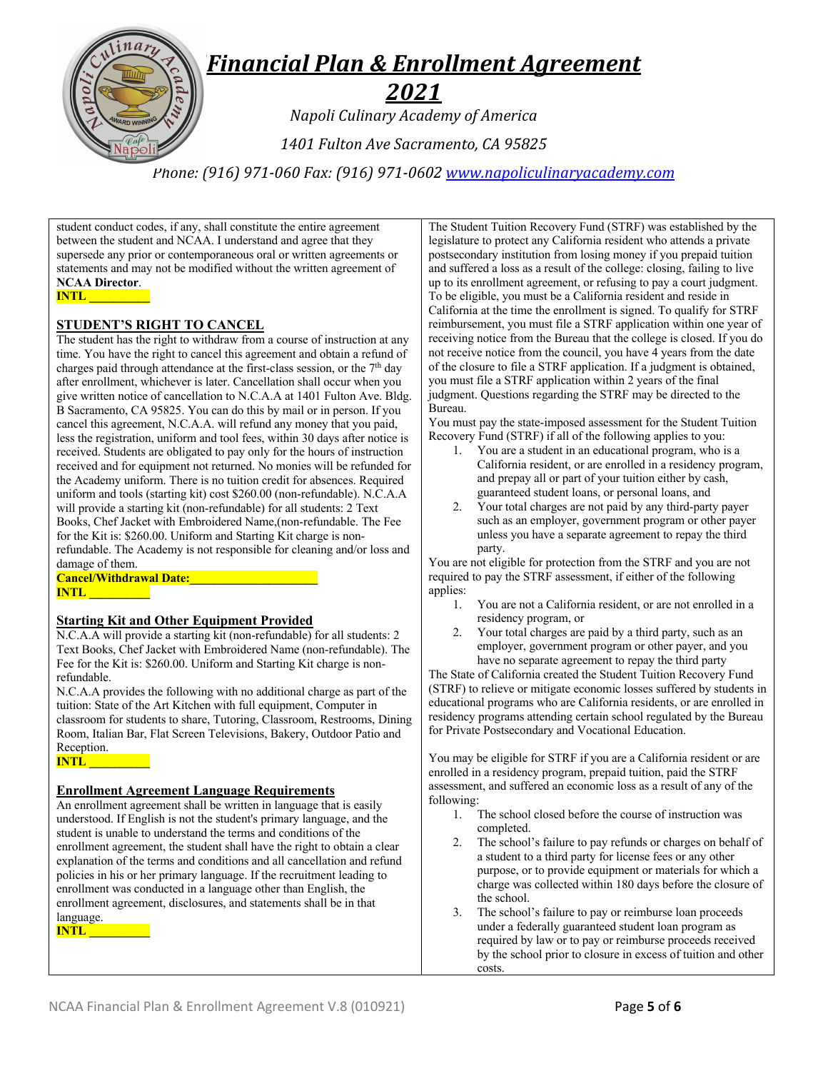# Financial Plan & Enrollment Agreement 2021

*Napoli Culinary Academy of America*

*1401 Fulton Ave Sacramento, CA 95825*

*Phone: (916) 971-060 Fax: (916) 971-0602 www.napoliculinaryacademy.com*

student conduct codes, if any, shall constitute the entire agreement between the student and NCAA. I understand and agree that they supersede any prior or contemporaneous oral or written agreements or statements and may not be modified without the written agreement of **NCAA Director**.

**INTL __________**

## STUDENT'S RIGHT TO CANCEL

The student has the right to withdraw from a course of instruction at any time. You have the right to cancel this agreement and obtain a refund of charges paid through attendance at the first-class session, or the 7th day after enrollment, whichever is later. Cancellation shall occur when you give written notice of cancellation to N.C.A.A at 1401 Fulton Ave. Bldg. B Sacramento, CA 95825. You can do this by mail or in person. If you cancel this agreement, N.C.A.A. will refund any money that you paid, less the registration, uniform and tool fees, within 30 days after notice is received. Students are obligated to pay only for the hours of instruction received and for equipment not returned. No monies will be refunded for the Academy uniform. There is no tuition credit for absences. Required uniform and tools (starting kit) cost $260.00 (non-refundable). N.C.A.A will provide a starting kit (non-refundable) for all students: 2 Text Books, Chef Jacket with Embroidered Name,(non-refundable. The Fee for the Kit is: $260.00. Uniform and Starting Kit charge is non-refundable. The Academy is not responsible for cleaning and/or loss and damage of them.

**Cancel/Withdrawal Date:____________________**

**INTL __________**

## Starting Kit and Other Equipment Provided

N.C.A.A will provide a starting kit (non-refundable) for all students: 2 Text Books, Chef Jacket with Embroidered Name (non-refundable). The Fee for the Kit is: $260.00. Uniform and Starting Kit charge is non-refundable.

N.C.A.A provides the following with no additional charge as part of the tuition: State of the Art Kitchen with full equipment, Computer in classroom for students to share, Tutoring, Classroom, Restrooms, Dining Room, Italian Bar, Flat Screen Televisions, Bakery, Outdoor Patio and Reception.

**INTL __________**

## Enrollment Agreement Language Requirements

An enrollment agreement shall be written in language that is easily understood. If English is not the student's primary language, and the student is unable to understand the terms and conditions of the enrollment agreement, the student shall have the right to obtain a clear explanation of the terms and conditions and all cancellation and refund policies in his or her primary language. If the recruitment leading to enrollment was conducted in a language other than English, the enrollment agreement, disclosures, and statements shall be in that language.

**INTL __________**

The Student Tuition Recovery Fund (STRF) was established by the legislature to protect any California resident who attends a private postsecondary institution from losing money if you prepaid tuition and suffered a loss as a result of the college: closing, failing to live up to its enrollment agreement, or refusing to pay a court judgment. To be eligible, you must be a California resident and reside in California at the time the enrollment is signed. To qualify for STRF reimbursement, you must file a STRF application within one year of receiving notice from the Bureau that the college is closed. If you do not receive notice from the council, you have 4 years from the date of the closure to file a STRF application. If a judgment is obtained, you must file a STRF application within 2 years of the final judgment. Questions regarding the STRF may be directed to the Bureau.

You must pay the state-imposed assessment for the Student Tuition Recovery Fund (STRF) if all of the following applies to you:

1. You are a student in an educational program, who is a California resident, or are enrolled in a residency program, and prepay all or part of your tuition either by cash, guaranteed student loans, or personal loans, and
2. Your total charges are not paid by any third-party payer such as an employer, government program or other payer unless you have a separate agreement to repay the third party.

You are not eligible for protection from the STRF and you are not required to pay the STRF assessment, if either of the following applies:

1. You are not a California resident, or are not enrolled in a residency program, or
2. Your total charges are paid by a third party, such as an employer, government program or other payer, and you have no separate agreement to repay the third party

The State of California created the Student Tuition Recovery Fund (STRF) to relieve or mitigate economic losses suffered by students in educational programs who are California residents, or are enrolled in residency programs attending certain school regulated by the Bureau for Private Postsecondary and Vocational Education.

You may be eligible for STRF if you are a California resident or are enrolled in a residency program, prepaid tuition, paid the STRF assessment, and suffered an economic loss as a result of any of the following:

1. The school closed before the course of instruction was completed.
2. The school's failure to pay refunds or charges on behalf of a student to a third party for license fees or any other purpose, or to provide equipment or materials for which a charge was collected within 180 days before the closure of the school.
3. The school's failure to pay or reimburse loan proceeds under a federally guaranteed student loan program as required by law or to pay or reimburse proceeds received by the school prior to closure in excess of tuition and other costs.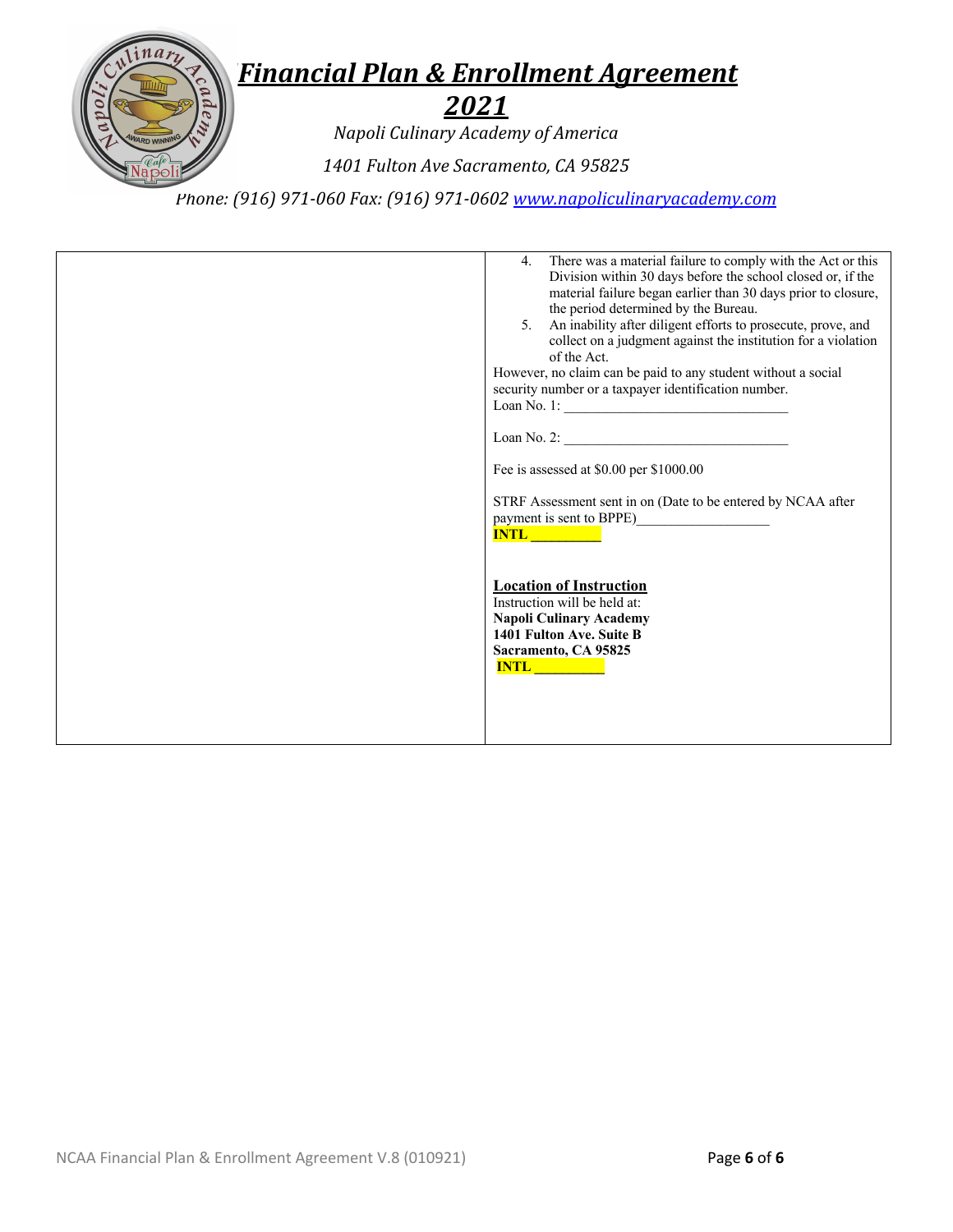# Financial Plan & Enrollment Agreement 2021

*Napoli Culinary Academy of America*

*1401 Fulton Ave Sacramento, CA 95825*

*Phone: (916) 971-060 Fax: (916) 971-0602 www.napoliculinaryacademy.com*

4. There was a material failure to comply with the Act or this Division within 30 days before the school closed or, if the material failure began earlier than 30 days prior to closure, the period determined by the Bureau.
5. An inability after diligent efforts to prosecute, prove, and collect on a judgment against the institution for a violation of the Act.

However, no claim can be paid to any student without a social security number or a taxpayer identification number.

Loan No. 1: ______________________________

Loan No. 2: ______________________________

Fee is assessed at $0.00 per $1000.00

STRF Assessment sent in on (Date to be entered by NCAA after payment is sent to BPPE)__________________

**INTL _________**

**Location of Instruction**

Instruction will be held at:

**Napoli Culinary Academy**
**1401 Fulton Ave. Suite B**
**Sacramento, CA 95825**

**INTL _________**